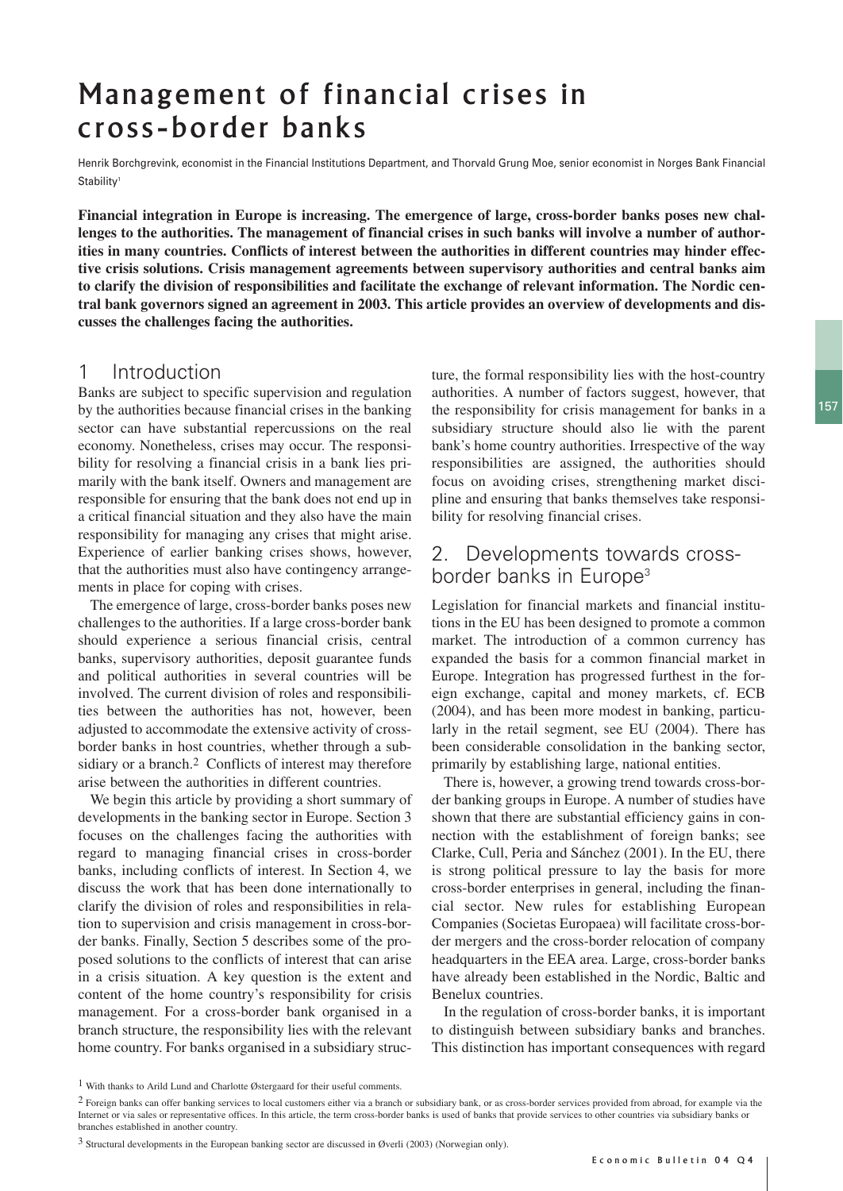# Management of financial crises in cross-border banks

Henrik Borchgrevink, economist in the Financial Institutions Department, and Thorvald Grung Moe, senior economist in Norges Bank Financial Stability[1]

**Financial integration in Europe is increasing. The emergence of large, cross-border banks poses new challenges to the authorities. The management of financial crises in such banks will involve a number of authorities in many countries. Conflicts of interest between the authorities in different countries may hinder effective crisis solutions. Crisis management agreements between supervisory authorities and central banks aim to clarify the division of responsibilities and facilitate the exchange of relevant information. The Nordic central bank governors signed an agreement in 2003. This article provides an overview of developments and discusses the challenges facing the authorities.**

## 1 Introduction

Banks are subject to specific supervision and regulation by the authorities because financial crises in the banking sector can have substantial repercussions on the real economy. Nonetheless, crises may occur. The responsibility for resolving a financial crisis in a bank lies primarily with the bank itself. Owners and management are responsible for ensuring that the bank does not end up in a critical financial situation and they also have the main responsibility for managing any crises that might arise. Experience of earlier banking crises shows, however, that the authorities must also have contingency arrangements in place for coping with crises.

The emergence of large, cross-border banks poses new challenges to the authorities. If a large cross-border bank should experience a serious financial crisis, central banks, supervisory authorities, deposit guarantee funds and political authorities in several countries will be involved. The current division of roles and responsibilities between the authorities has not, however, been adjusted to accommodate the extensive activity of cross-border banks in host countries, whether through a subsidiary or a branch.[2] Conflicts of interest may therefore arise between the authorities in different countries.

We begin this article by providing a short summary of developments in the banking sector in Europe. Section 3 focuses on the challenges facing the authorities with regard to managing financial crises in cross-border banks, including conflicts of interest. In Section 4, we discuss the work that has been done internationally to clarify the division of roles and responsibilities in relation to supervision and crisis management in cross-border banks. Finally, Section 5 describes some of the proposed solutions to the conflicts of interest that can arise in a crisis situation. A key question is the extent and content of the home country's responsibility for crisis management. For a cross-border bank organised in a branch structure, the responsibility lies with the relevant home country. For banks organised in a subsidiary structure, the formal responsibility lies with the host-country authorities. A number of factors suggest, however, that the responsibility for crisis management for banks in a subsidiary structure should also lie with the parent bank's home country authorities. Irrespective of the way responsibilities are assigned, the authorities should focus on avoiding crises, strengthening market discipline and ensuring that banks themselves take responsibility for resolving financial crises.

## 2. Developments towards cross-border banks in Europe[3]

Legislation for financial markets and financial institutions in the EU has been designed to promote a common market. The introduction of a common currency has expanded the basis for a common financial market in Europe. Integration has progressed furthest in the foreign exchange, capital and money markets, cf. ECB (2004), and has been more modest in banking, particularly in the retail segment, see EU (2004). There has been considerable consolidation in the banking sector, primarily by establishing large, national entities.

There is, however, a growing trend towards cross-border banking groups in Europe. A number of studies have shown that there are substantial efficiency gains in connection with the establishment of foreign banks; see Clarke, Cull, Peria and Sánchez (2001). In the EU, there is strong political pressure to lay the basis for more cross-border enterprises in general, including the financial sector. New rules for establishing European Companies (Societas Europaea) will facilitate cross-border mergers and the cross-border relocation of company headquarters in the EEA area. Large, cross-border banks have already been established in the Nordic, Baltic and Benelux countries.

In the regulation of cross-border banks, it is important to distinguish between subsidiary banks and branches. This distinction has important consequences with regard

---

[1] With thanks to Arild Lund and Charlotte Østergaard for their useful comments.

[2] Foreign banks can offer banking services to local customers either via a branch or subsidiary bank, or as cross-border services provided from abroad, for example via the Internet or via sales or representative offices. In this article, the term cross-border banks is used of banks that provide services to other countries via subsidiary banks or branches established in another country.

[3] Structural developments in the European banking sector are discussed in Øverli (2003) (Norwegian only).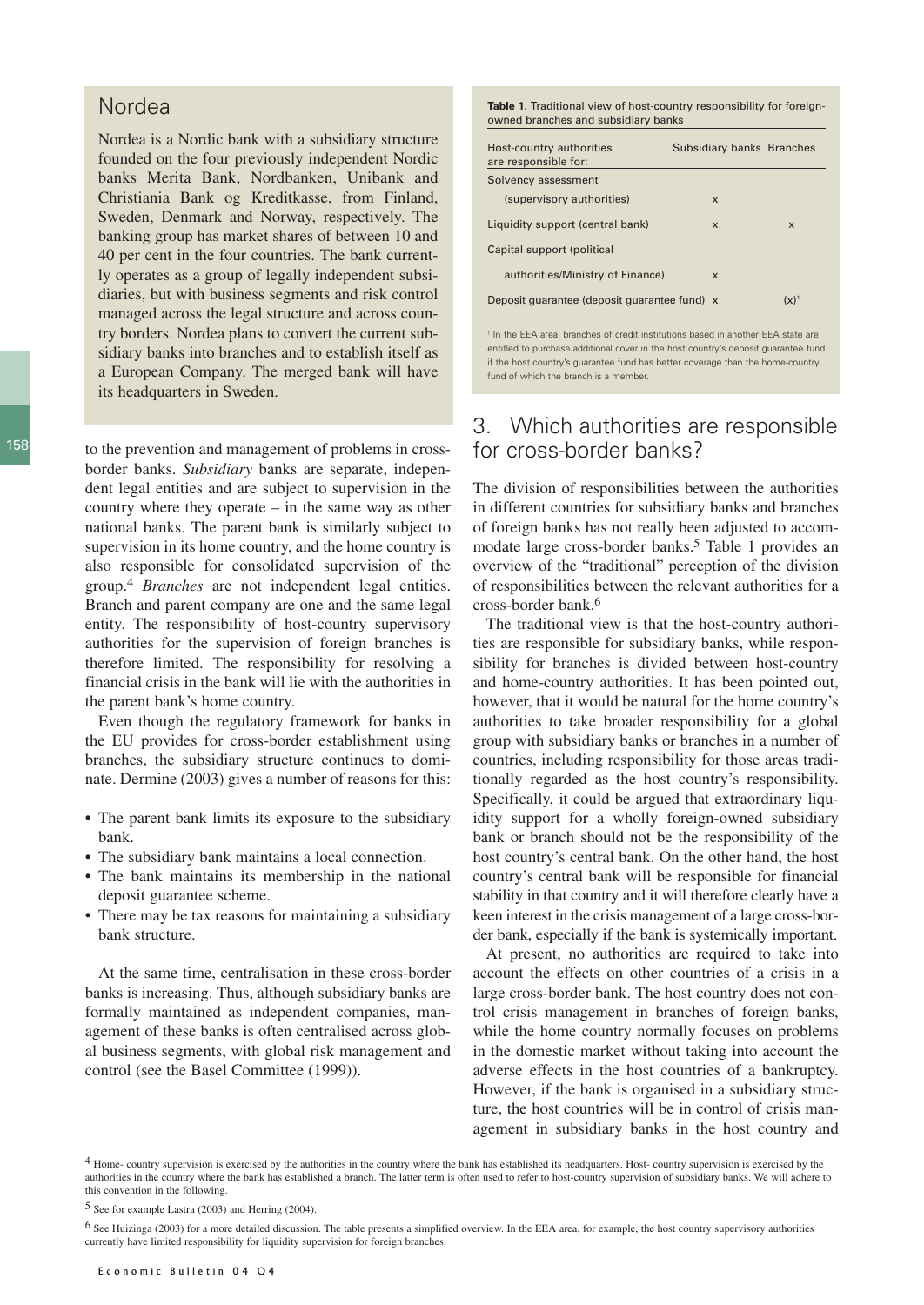## Nordea

Nordea is a Nordic bank with a subsidiary structure founded on the four previously independent Nordic banks Merita Bank, Nordbanken, Unibank and Christiania Bank og Kreditkasse, from Finland, Sweden, Denmark and Norway, respectively. The banking group has market shares of between 10 and 40 per cent in the four countries. The bank currently operates as a group of legally independent subsidiaries, but with business segments and risk control managed across the legal structure and across country borders. Nordea plans to convert the current subsidiary banks into branches and to establish itself as a European Company. The merged bank will have its headquarters in Sweden.

to the prevention and management of problems in cross-border banks. *Subsidiary* banks are separate, independent legal entities and are subject to supervision in the country where they operate – in the same way as other national banks. The parent bank is similarly subject to supervision in its home country, and the home country is also responsible for consolidated supervision of the group.[4] *Branches* are not independent legal entities. Branch and parent company are one and the same legal entity. The responsibility of host-country supervisory authorities for the supervision of foreign branches is therefore limited. The responsibility for resolving a financial crisis in the bank will lie with the authorities in the parent bank's home country.

Even though the regulatory framework for banks in the EU provides for cross-border establishment using branches, the subsidiary structure continues to dominate. Dermine (2003) gives a number of reasons for this:

- The parent bank limits its exposure to the subsidiary bank.
- The subsidiary bank maintains a local connection.
- The bank maintains its membership in the national deposit guarantee scheme.
- There may be tax reasons for maintaining a subsidiary bank structure.

At the same time, centralisation in these cross-border banks is increasing. Thus, although subsidiary banks are formally maintained as independent companies, management of these banks is often centralised across global business segments, with global risk management and control (see the Basel Committee (1999)).

**Table 1.** Traditional view of host-country responsibility for foreign-owned branches and subsidiary banks

| Host-country authorities are responsible for: | Subsidiary banks | Branches |
|---|---|---|
| Solvency assessment (supervisory authorities) | x | |
| Liquidity support (central bank) | x | x |
| Capital support (political authorities/Ministry of Finance) | x | |
| Deposit guarantee (deposit guarantee fund) | x | (x)[1] |

[1] In the EEA area, branches of credit institutions based in another EEA state are entitled to purchase additional cover in the host country's deposit guarantee fund if the host country's guarantee fund has better coverage than the home-country fund of which the branch is a member.

## 3. Which authorities are responsible for cross-border banks?

The division of responsibilities between the authorities in different countries for subsidiary banks and branches of foreign banks has not really been adjusted to accommodate large cross-border banks.[5] Table 1 provides an overview of the "traditional" perception of the division of responsibilities between the relevant authorities for a cross-border bank.[6]

The traditional view is that the host-country authorities are responsible for subsidiary banks, while responsibility for branches is divided between host-country and home-country authorities. It has been pointed out, however, that it would be natural for the home country's authorities to take broader responsibility for a global group with subsidiary banks or branches in a number of countries, including responsibility for those areas traditionally regarded as the host country's responsibility. Specifically, it could be argued that extraordinary liquidity support for a wholly foreign-owned subsidiary bank or branch should not be the responsibility of the host country's central bank. On the other hand, the host country's central bank will be responsible for financial stability in that country and it will therefore clearly have a keen interest in the crisis management of a large cross-border bank, especially if the bank is systemically important.

At present, no authorities are required to take into account the effects on other countries of a crisis in a large cross-border bank. The host country does not control crisis management in branches of foreign banks, while the home country normally focuses on problems in the domestic market without taking into account the adverse effects in the host countries of a bankruptcy. However, if the bank is organised in a subsidiary structure, the host countries will be in control of crisis management in subsidiary banks in the host country and

[4] Home- country supervision is exercised by the authorities in the country where the bank has established its headquarters. Host- country supervision is exercised by the authorities in the country where the bank has established a branch. The latter term is often used to refer to host-country supervision of subsidiary banks. We will adhere to this convention in the following.

[5] See for example Lastra (2003) and Herring (2004).

[6] See Huizinga (2003) for a more detailed discussion. The table presents a simplified overview. In the EEA area, for example, the host country supervisory authorities currently have limited responsibility for liquidity supervision for foreign branches.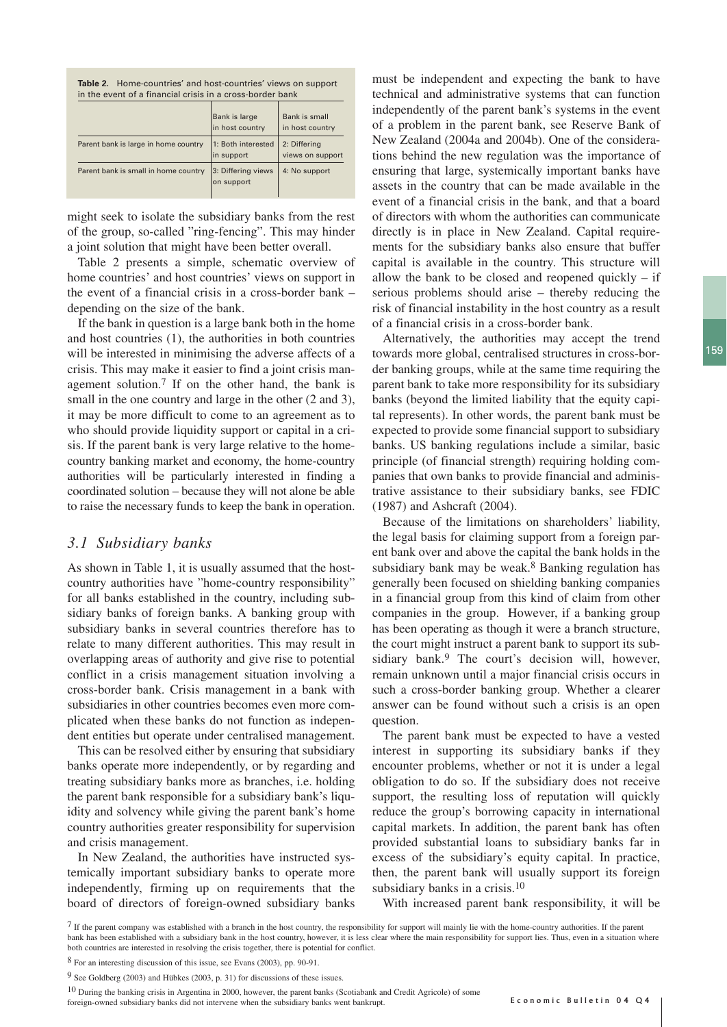**Table 2.** Home-countries' and host-countries' views on support in the event of a financial crisis in a cross-border bank

| | Bank is large in host country | Bank is small in host country |
|---|---|---|
| Parent bank is large in home country | 1: Both interested in support | 2: Differing views on support |
| Parent bank is small in home country | 3: Differing views on support | 4: No support |

might seek to isolate the subsidiary banks from the rest of the group, so-called "ring-fencing". This may hinder a joint solution that might have been better overall.

Table 2 presents a simple, schematic overview of home countries' and host countries' views on support in the event of a financial crisis in a cross-border bank – depending on the size of the bank.

If the bank in question is a large bank both in the home and host countries (1), the authorities in both countries will be interested in minimising the adverse affects of a crisis. This may make it easier to find a joint crisis management solution.[7] If on the other hand, the bank is small in the one country and large in the other (2 and 3), it may be more difficult to come to an agreement as to who should provide liquidity support or capital in a crisis. If the parent bank is very large relative to the home-country banking market and economy, the home-country authorities will be particularly interested in finding a coordinated solution – because they will not alone be able to raise the necessary funds to keep the bank in operation.

## *3.1 Subsidiary banks*

As shown in Table 1, it is usually assumed that the host-country authorities have "home-country responsibility" for all banks established in the country, including subsidiary banks of foreign banks. A banking group with subsidiary banks in several countries therefore has to relate to many different authorities. This may result in overlapping areas of authority and give rise to potential conflict in a crisis management situation involving a cross-border bank. Crisis management in a bank with subsidiaries in other countries becomes even more complicated when these banks do not function as independent entities but operate under centralised management.

This can be resolved either by ensuring that subsidiary banks operate more independently, or by regarding and treating subsidiary banks more as branches, i.e. holding the parent bank responsible for a subsidiary bank's liquidity and solvency while giving the parent bank's home country authorities greater responsibility for supervision and crisis management.

In New Zealand, the authorities have instructed systemically important subsidiary banks to operate more independently, firming up on requirements that the board of directors of foreign-owned subsidiary banks must be independent and expecting the bank to have technical and administrative systems that can function independently of the parent bank's systems in the event of a problem in the parent bank, see Reserve Bank of New Zealand (2004a and 2004b). One of the considerations behind the new regulation was the importance of ensuring that large, systemically important banks have assets in the country that can be made available in the event of a financial crisis in the bank, and that a board of directors with whom the authorities can communicate directly is in place in New Zealand. Capital requirements for the subsidiary banks also ensure that buffer capital is available in the country. This structure will allow the bank to be closed and reopened quickly – if serious problems should arise – thereby reducing the risk of financial instability in the host country as a result of a financial crisis in a cross-border bank.

Alternatively, the authorities may accept the trend towards more global, centralised structures in cross-border banking groups, while at the same time requiring the parent bank to take more responsibility for its subsidiary banks (beyond the limited liability that the equity capital represents). In other words, the parent bank must be expected to provide some financial support to subsidiary banks. US banking regulations include a similar, basic principle (of financial strength) requiring holding companies that own banks to provide financial and administrative assistance to their subsidiary banks, see FDIC (1987) and Ashcraft (2004).

Because of the limitations on shareholders' liability, the legal basis for claiming support from a foreign parent bank over and above the capital the bank holds in the subsidiary bank may be weak.[8] Banking regulation has generally been focused on shielding banking companies in a financial group from this kind of claim from other companies in the group. However, if a banking group has been operating as though it were a branch structure, the court might instruct a parent bank to support its subsidiary bank.[9] The court's decision will, however, remain unknown until a major financial crisis occurs in such a cross-border banking group. Whether a clearer answer can be found without such a crisis is an open question.

The parent bank must be expected to have a vested interest in supporting its subsidiary banks if they encounter problems, whether or not it is under a legal obligation to do so. If the subsidiary does not receive support, the resulting loss of reputation will quickly reduce the group's borrowing capacity in international capital markets. In addition, the parent bank has often provided substantial loans to subsidiary banks far in excess of the subsidiary's equity capital. In practice, then, the parent bank will usually support its foreign subsidiary banks in a crisis.[10]

With increased parent bank responsibility, it will be

[7] If the parent company was established with a branch in the host country, the responsibility for support will mainly lie with the home-country authorities. If the parent bank has been established with a subsidiary bank in the host country, however, it is less clear where the main responsibility for support lies. Thus, even in a situation where both countries are interested in resolving the crisis together, there is potential for conflict.

[8] For an interesting discussion of this issue, see Evans (2003), pp. 90-91.

[9] See Goldberg (2003) and Hübkes (2003, p. 31) for discussions of these issues.

[10] During the banking crisis in Argentina in 2000, however, the parent banks (Scotiabank and Credit Agricole) of some foreign-owned subsidiary banks did not intervene when the subsidiary banks went bankrupt.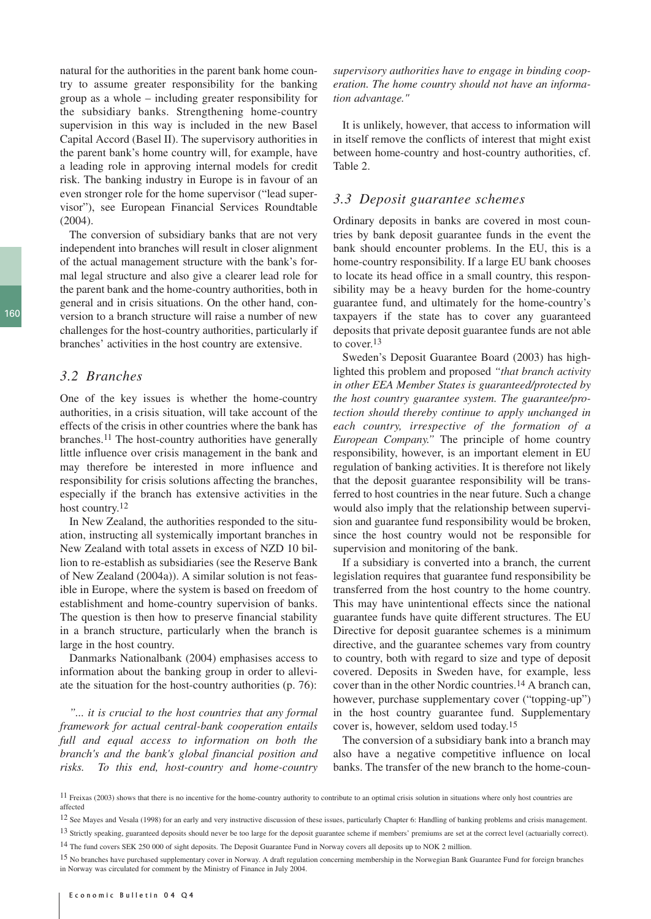natural for the authorities in the parent bank home country to assume greater responsibility for the banking group as a whole – including greater responsibility for the subsidiary banks. Strengthening home-country supervision in this way is included in the new Basel Capital Accord (Basel II). The supervisory authorities in the parent bank's home country will, for example, have a leading role in approving internal models for credit risk. The banking industry in Europe is in favour of an even stronger role for the home supervisor ("lead supervisor"), see European Financial Services Roundtable (2004).

The conversion of subsidiary banks that are not very independent into branches will result in closer alignment of the actual management structure with the bank's formal legal structure and also give a clearer lead role for the parent bank and the home-country authorities, both in general and in crisis situations. On the other hand, conversion to a branch structure will raise a number of new challenges for the host-country authorities, particularly if branches' activities in the host country are extensive.

## 3.2 Branches

One of the key issues is whether the home-country authorities, in a crisis situation, will take account of the effects of the crisis in other countries where the bank has branches.[11] The host-country authorities have generally little influence over crisis management in the bank and may therefore be interested in more influence and responsibility for crisis solutions affecting the branches, especially if the branch has extensive activities in the host country.[12]

In New Zealand, the authorities responded to the situation, instructing all systemically important branches in New Zealand with total assets in excess of NZD 10 billion to re-establish as subsidiaries (see the Reserve Bank of New Zealand (2004a)). A similar solution is not feasible in Europe, where the system is based on freedom of establishment and home-country supervision of banks. The question is then how to preserve financial stability in a branch structure, particularly when the branch is large in the host country.

Danmarks Nationalbank (2004) emphasises access to information about the banking group in order to alleviate the situation for the host-country authorities (p. 76):

*"... it is crucial to the host countries that any formal framework for actual central-bank cooperation entails full and equal access to information on both the branch's and the bank's global financial position and risks. To this end, host-country and home-country supervisory authorities have to engage in binding cooperation. The home country should not have an information advantage."*

It is unlikely, however, that access to information will in itself remove the conflicts of interest that might exist between home-country and host-country authorities, cf. Table 2.

## 3.3 Deposit guarantee schemes

Ordinary deposits in banks are covered in most countries by bank deposit guarantee funds in the event the bank should encounter problems. In the EU, this is a home-country responsibility. If a large EU bank chooses to locate its head office in a small country, this responsibility may be a heavy burden for the home-country guarantee fund, and ultimately for the home-country's taxpayers if the state has to cover any guaranteed deposits that private deposit guarantee funds are not able to cover.[13]

Sweden's Deposit Guarantee Board (2003) has highlighted this problem and proposed *"that branch activity in other EEA Member States is guaranteed/protected by the host country guarantee system. The guarantee/protection should thereby continue to apply unchanged in each country, irrespective of the formation of a European Company."* The principle of home country responsibility, however, is an important element in EU regulation of banking activities. It is therefore not likely that the deposit guarantee responsibility will be transferred to host countries in the near future. Such a change would also imply that the relationship between supervision and guarantee fund responsibility would be broken, since the host country would not be responsible for supervision and monitoring of the bank.

If a subsidiary is converted into a branch, the current legislation requires that guarantee fund responsibility be transferred from the host country to the home country. This may have unintentional effects since the national guarantee funds have quite different structures. The EU Directive for deposit guarantee schemes is a minimum directive, and the guarantee schemes vary from country to country, both with regard to size and type of deposit covered. Deposits in Sweden have, for example, less cover than in the other Nordic countries.[14] A branch can, however, purchase supplementary cover ("topping-up") in the host country guarantee fund. Supplementary cover is, however, seldom used today.[15]

The conversion of a subsidiary bank into a branch may also have a negative competitive influence on local banks. The transfer of the new branch to the home-coun-

---

[11] Freixas (2003) shows that there is no incentive for the home-country authority to contribute to an optimal crisis solution in situations where only host countries are affected

[12] See Mayes and Vesala (1998) for an early and very instructive discussion of these issues, particularly Chapter 6: Handling of banking problems and crisis management.

[13] Strictly speaking, guaranteed deposits should never be too large for the deposit guarantee scheme if members' premiums are set at the correct level (actuarially correct).

[14] The fund covers SEK 250 000 of sight deposits. The Deposit Guarantee Fund in Norway covers all deposits up to NOK 2 million.

[15] No branches have purchased supplementary cover in Norway. A draft regulation concerning membership in the Norwegian Bank Guarantee Fund for foreign branches in Norway was circulated for comment by the Ministry of Finance in July 2004.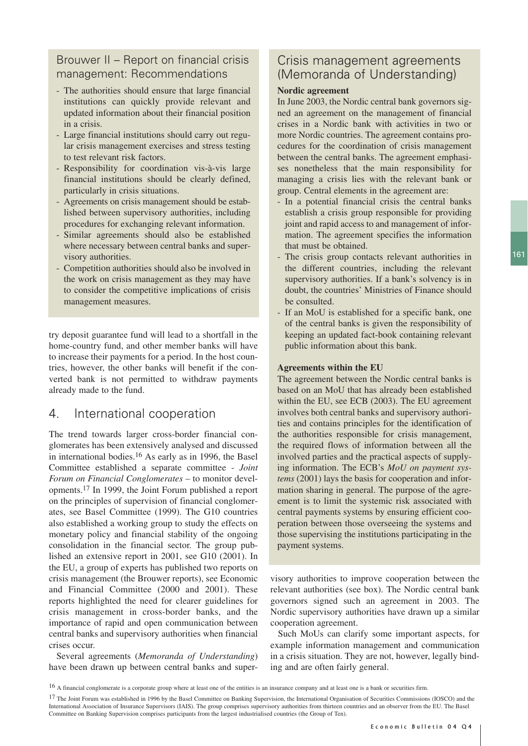## Brouwer II – Report on financial crisis management: Recommendations

- The authorities should ensure that large financial institutions can quickly provide relevant and updated information about their financial position in a crisis.
- Large financial institutions should carry out regular crisis management exercises and stress testing to test relevant risk factors.
- Responsibility for coordination vis-à-vis large financial institutions should be clearly defined, particularly in crisis situations.
- Agreements on crisis management should be established between supervisory authorities, including procedures for exchanging relevant information.
- Similar agreements should also be established where necessary between central banks and supervisory authorities.
- Competition authorities should also be involved in the work on crisis management as they may have to consider the competitive implications of crisis management measures.

try deposit guarantee fund will lead to a shortfall in the home-country fund, and other member banks will have to increase their payments for a period. In the host countries, however, the other banks will benefit if the converted bank is not permitted to withdraw payments already made to the fund.

## 4. International cooperation

The trend towards larger cross-border financial conglomerates has been extensively analysed and discussed in international bodies.[16] As early as in 1996, the Basel Committee established a separate committee - *Joint Forum on Financial Conglomerates* – to monitor developments.[17] In 1999, the Joint Forum published a report on the principles of supervision of financial conglomerates, see Basel Committee (1999). The G10 countries also established a working group to study the effects on monetary policy and financial stability of the ongoing consolidation in the financial sector. The group published an extensive report in 2001, see G10 (2001). In the EU, a group of experts has published two reports on crisis management (the Brouwer reports), see Economic and Financial Committee (2000 and 2001). These reports highlighted the need for clearer guidelines for crisis management in cross-border banks, and the importance of rapid and open communication between central banks and supervisory authorities when financial crises occur.

Several agreements (*Memoranda of Understanding*) have been drawn up between central banks and supervisory authorities to improve cooperation between the relevant authorities (see box). The Nordic central bank governors signed such an agreement in 2003. The Nordic supervisory authorities have drawn up a similar cooperation agreement.

Such MoUs can clarify some important aspects, for example information management and communication in a crisis situation. They are not, however, legally binding and are often fairly general.

## Crisis management agreements (Memoranda of Understanding)

**Nordic agreement**

In June 2003, the Nordic central bank governors signed an agreement on the management of financial crises in a Nordic bank with activities in two or more Nordic countries. The agreement contains procedures for the coordination of crisis management between the central banks. The agreement emphasises nonetheless that the main responsibility for managing a crisis lies with the relevant bank or group. Central elements in the agreement are:

- In a potential financial crisis the central banks establish a crisis group responsible for providing joint and rapid access to and management of information. The agreement specifies the information that must be obtained.
- The crisis group contacts relevant authorities in the different countries, including the relevant supervisory authorities. If a bank's solvency is in doubt, the countries' Ministries of Finance should be consulted.
- If an MoU is established for a specific bank, one of the central banks is given the responsibility of keeping an updated fact-book containing relevant public information about this bank.

**Agreements within the EU**

The agreement between the Nordic central banks is based on an MoU that has already been established within the EU, see ECB (2003). The EU agreement involves both central banks and supervisory authorities and contains principles for the identification of the authorities responsible for crisis management, the required flows of information between all the involved parties and the practical aspects of supplying information. The ECB's *MoU on payment systems* (2001) lays the basis for cooperation and information sharing in general. The purpose of the agreement is to limit the systemic risk associated with central payments systems by ensuring efficient cooperation between those overseeing the systems and those supervising the institutions participating in the payment systems.

[16] A financial conglomerate is a corporate group where at least one of the entities is an insurance company and at least one is a bank or securities firm.

[17] The Joint Forum was established in 1996 by the Basel Committee on Banking Supervision, the International Organisation of Securities Commissions (IOSCO) and the International Association of Insurance Supervisors (IAIS). The group comprises supervisory authorities from thirteen countries and an observer from the EU. The Basel Committee on Banking Supervision comprises participants from the largest industrialised countries (the Group of Ten).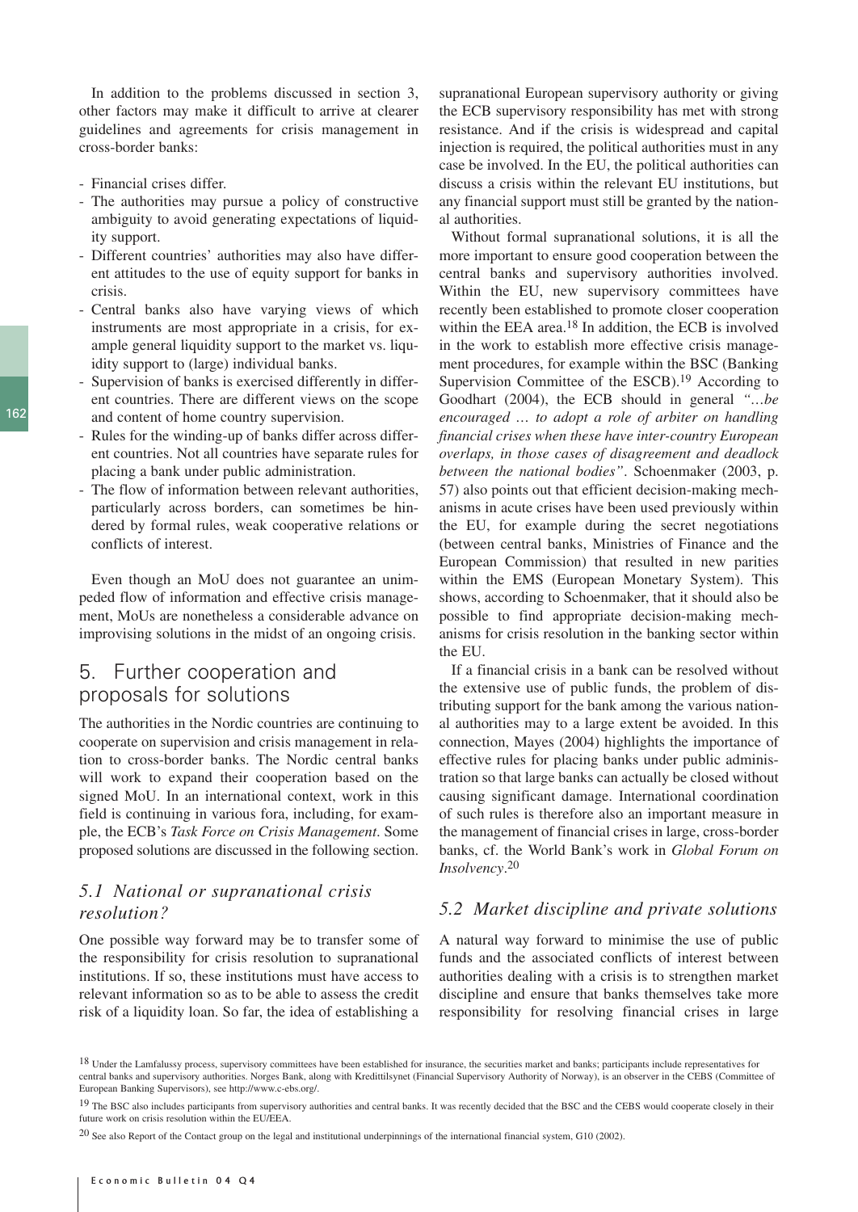In addition to the problems discussed in section 3, other factors may make it difficult to arrive at clearer guidelines and agreements for crisis management in cross-border banks:

- Financial crises differ.
- The authorities may pursue a policy of constructive ambiguity to avoid generating expectations of liquidity support.
- Different countries' authorities may also have different attitudes to the use of equity support for banks in crisis.
- Central banks also have varying views of which instruments are most appropriate in a crisis, for example general liquidity support to the market vs. liquidity support to (large) individual banks.
- Supervision of banks is exercised differently in different countries. There are different views on the scope and content of home country supervision.
- Rules for the winding-up of banks differ across different countries. Not all countries have separate rules for placing a bank under public administration.
- The flow of information between relevant authorities, particularly across borders, can sometimes be hindered by formal rules, weak cooperative relations or conflicts of interest.

Even though an MoU does not guarantee an unimpeded flow of information and effective crisis management, MoUs are nonetheless a considerable advance on improvising solutions in the midst of an ongoing crisis.

## 5. Further cooperation and proposals for solutions

The authorities in the Nordic countries are continuing to cooperate on supervision and crisis management in relation to cross-border banks. The Nordic central banks will work to expand their cooperation based on the signed MoU. In an international context, work in this field is continuing in various fora, including, for example, the ECB's *Task Force on Crisis Management*. Some proposed solutions are discussed in the following section.

### *5.1 National or supranational crisis resolution?*

One possible way forward may be to transfer some of the responsibility for crisis resolution to supranational institutions. If so, these institutions must have access to relevant information so as to be able to assess the credit risk of a liquidity loan. So far, the idea of establishing a supranational European supervisory authority or giving the ECB supervisory responsibility has met with strong resistance. And if the crisis is widespread and capital injection is required, the political authorities must in any case be involved. In the EU, the political authorities can discuss a crisis within the relevant EU institutions, but any financial support must still be granted by the national authorities.

Without formal supranational solutions, it is all the more important to ensure good cooperation between the central banks and supervisory authorities involved. Within the EU, new supervisory committees have recently been established to promote closer cooperation within the EEA area.[18] In addition, the ECB is involved in the work to establish more effective crisis management procedures, for example within the BSC (Banking Supervision Committee of the ESCB).[19] According to Goodhart (2004), the ECB should in general *"…be encouraged … to adopt a role of arbiter on handling financial crises when these have inter-country European overlaps, in those cases of disagreement and deadlock between the national bodies"*. Schoenmaker (2003, p. 57) also points out that efficient decision-making mechanisms in acute crises have been used previously within the EU, for example during the secret negotiations (between central banks, Ministries of Finance and the European Commission) that resulted in new parities within the EMS (European Monetary System). This shows, according to Schoenmaker, that it should also be possible to find appropriate decision-making mechanisms for crisis resolution in the banking sector within the EU.

If a financial crisis in a bank can be resolved without the extensive use of public funds, the problem of distributing support for the bank among the various national authorities may to a large extent be avoided. In this connection, Mayes (2004) highlights the importance of effective rules for placing banks under public administration so that large banks can actually be closed without causing significant damage. International coordination of such rules is therefore also an important measure in the management of financial crises in large, cross-border banks, cf. the World Bank's work in *Global Forum on Insolvency*.[20]

### *5.2 Market discipline and private solutions*

A natural way forward to minimise the use of public funds and the associated conflicts of interest between authorities dealing with a crisis is to strengthen market discipline and ensure that banks themselves take more responsibility for resolving financial crises in large

[18] Under the Lamfalussy process, supervisory committees have been established for insurance, the securities market and banks; participants include representatives for central banks and supervisory authorities. Norges Bank, along with Kredittilsynet (Financial Supervisory Authority of Norway), is an observer in the CEBS (Committee of European Banking Supervisors), see http://www.c-ebs.org/.

[19] The BSC also includes participants from supervisory authorities and central banks. It was recently decided that the BSC and the CEBS would cooperate closely in their future work on crisis resolution within the EU/EEA.

[20] See also Report of the Contact group on the legal and institutional underpinnings of the international financial system, G10 (2002).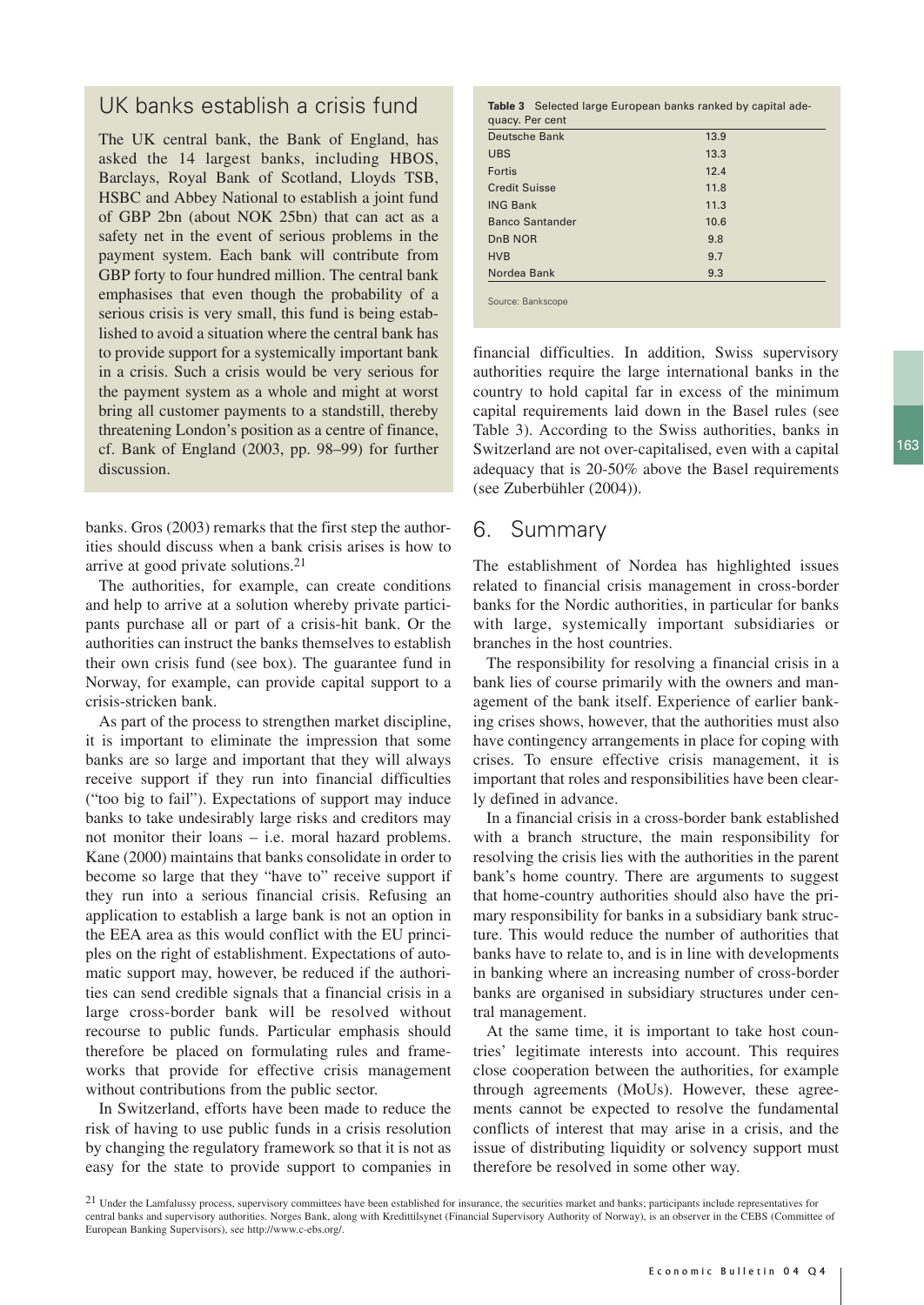## UK banks establish a crisis fund

The UK central bank, the Bank of England, has asked the 14 largest banks, including HBOS, Barclays, Royal Bank of Scotland, Lloyds TSB, HSBC and Abbey National to establish a joint fund of GBP 2bn (about NOK 25bn) that can act as a safety net in the event of serious problems in the payment system. Each bank will contribute from GBP forty to four hundred million. The central bank emphasises that even though the probability of a serious crisis is very small, this fund is being established to avoid a situation where the central bank has to provide support for a systemically important bank in a crisis. Such a crisis would be very serious for the payment system as a whole and might at worst bring all customer payments to a standstill, thereby threatening London's position as a centre of finance, cf. Bank of England (2003, pp. 98–99) for further discussion.

banks. Gros (2003) remarks that the first step the authorities should discuss when a bank crisis arises is how to arrive at good private solutions.[21]

The authorities, for example, can create conditions and help to arrive at a solution whereby private participants purchase all or part of a crisis-hit bank. Or the authorities can instruct the banks themselves to establish their own crisis fund (see box). The guarantee fund in Norway, for example, can provide capital support to a crisis-stricken bank.

As part of the process to strengthen market discipline, it is important to eliminate the impression that some banks are so large and important that they will always receive support if they run into financial difficulties ("too big to fail"). Expectations of support may induce banks to take undesirably large risks and creditors may not monitor their loans – i.e. moral hazard problems. Kane (2000) maintains that banks consolidate in order to become so large that they "have to" receive support if they run into a serious financial crisis. Refusing an application to establish a large bank is not an option in the EEA area as this would conflict with the EU principles on the right of establishment. Expectations of automatic support may, however, be reduced if the authorities can send credible signals that a financial crisis in a large cross-border bank will be resolved without recourse to public funds. Particular emphasis should therefore be placed on formulating rules and frameworks that provide for effective crisis management without contributions from the public sector.

In Switzerland, efforts have been made to reduce the risk of having to use public funds in a crisis resolution by changing the regulatory framework so that it is not as easy for the state to provide support to companies in financial difficulties. In addition, Swiss supervisory authorities require the large international banks in the country to hold capital far in excess of the minimum capital requirements laid down in the Basel rules (see Table 3). According to the Swiss authorities, banks in Switzerland are not over-capitalised, even with a capital adequacy that is 20-50% above the Basel requirements (see Zuberbühler (2004)).

**Table 3** Selected large European banks ranked by capital adequacy. Per cent

| Bank | Per cent |
|---|---|
| Deutsche Bank | 13.9 |
| UBS | 13.3 |
| Fortis | 12.4 |
| Credit Suisse | 11.8 |
| ING Bank | 11.3 |
| Banco Santander | 10.6 |
| DnB NOR | 9.8 |
| HVB | 9.7 |
| Nordea Bank | 9.3 |

Source: Bankscope

## 6. Summary

The establishment of Nordea has highlighted issues related to financial crisis management in cross-border banks for the Nordic authorities, in particular for banks with large, systemically important subsidiaries or branches in the host countries.

The responsibility for resolving a financial crisis in a bank lies of course primarily with the owners and management of the bank itself. Experience of earlier banking crises shows, however, that the authorities must also have contingency arrangements in place for coping with crises. To ensure effective crisis management, it is important that roles and responsibilities have been clearly defined in advance.

In a financial crisis in a cross-border bank established with a branch structure, the main responsibility for resolving the crisis lies with the authorities in the parent bank's home country. There are arguments to suggest that home-country authorities should also have the primary responsibility for banks in a subsidiary bank structure. This would reduce the number of authorities that banks have to relate to, and is in line with developments in banking where an increasing number of cross-border banks are organised in subsidiary structures under central management.

At the same time, it is important to take host countries' legitimate interests into account. This requires close cooperation between the authorities, for example through agreements (MoUs). However, these agreements cannot be expected to resolve the fundamental conflicts of interest that may arise in a crisis, and the issue of distributing liquidity or solvency support must therefore be resolved in some other way.

[21] Under the Lamfalussy process, supervisory committees have been established for insurance, the securities market and banks; participants include representatives for central banks and supervisory authorities. Norges Bank, along with Kredittilsynet (Financial Supervisory Authority of Norway), is an observer in the CEBS (Committee of European Banking Supervisors), see http://www.c-ebs.org/.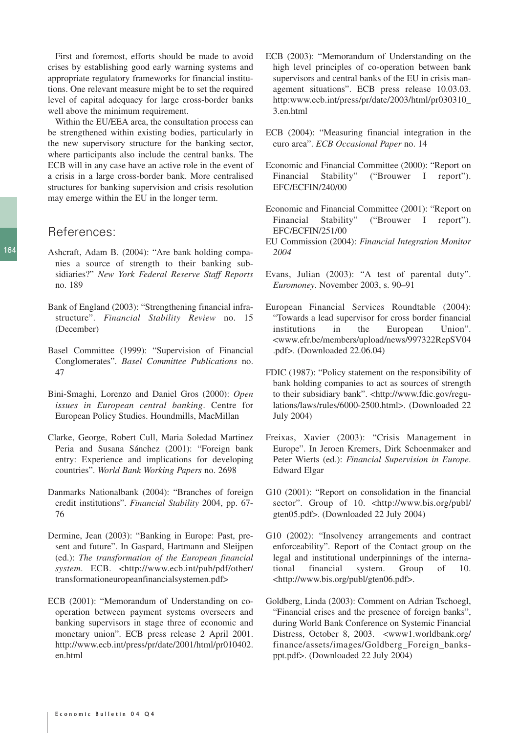First and foremost, efforts should be made to avoid crises by establishing good early warning systems and appropriate regulatory frameworks for financial institutions. One relevant measure might be to set the required level of capital adequacy for large cross-border banks well above the minimum requirement.

Within the EU/EEA area, the consultation process can be strengthened within existing bodies, particularly in the new supervisory structure for the banking sector, where participants also include the central banks. The ECB will in any case have an active role in the event of a crisis in a large cross-border bank. More centralised structures for banking supervision and crisis resolution may emerge within the EU in the longer term.

## References:

Ashcraft, Adam B. (2004): "Are bank holding companies a source of strength to their banking subsidiaries?" *New York Federal Reserve Staff Reports* no. 189

Bank of England (2003): "Strengthening financial infrastructure". *Financial Stability Review* no. 15 (December)

Basel Committee (1999): "Supervision of Financial Conglomerates". *Basel Committee Publications* no. 47

Bini-Smaghi, Lorenzo and Daniel Gros (2000): *Open issues in European central banking*. Centre for European Policy Studies. Houndmills, MacMillan

Clarke, George, Robert Cull, Maria Soledad Martinez Peria and Susana Sánchez (2001): "Foreign bank entry: Experience and implications for developing countries". *World Bank Working Papers* no. 2698

Danmarks Nationalbank (2004): "Branches of foreign credit institutions". *Financial Stability* 2004, pp. 67-76

Dermine, Jean (2003): "Banking in Europe: Past, present and future". In Gaspard, Hartmann and Sleijpen (ed.): *The transformation of the European financial system*. ECB. <http://www.ecb.int/pub/pdf/other/transformationeuropeanfinancialsystemen.pdf>

ECB (2001): "Memorandum of Understanding on co-operation between payment systems overseers and banking supervisors in stage three of economic and monetary union". ECB press release 2 April 2001. http://www.ecb.int/press/pr/date/2001/html/pr010402.en.html

ECB (2003): "Memorandum of Understanding on the high level principles of co-operation between bank supervisors and central banks of the EU in crisis management situations". ECB press release 10.03.03. http:www.ecb.int/press/pr/date/2003/html/pr030310_3.en.html

ECB (2004): "Measuring financial integration in the euro area". *ECB Occasional Paper* no. 14

Economic and Financial Committee (2000): "Report on Financial Stability" ("Brouwer I report"). EFC/ECFIN/240/00

Economic and Financial Committee (2001): "Report on Financial Stability" ("Brouwer I report"). EFC/ECFIN/251/00

EU Commission (2004): *Financial Integration Monitor 2004*

Evans, Julian (2003): "A test of parental duty". *Euromoney*. November 2003, s. 90–91

European Financial Services Roundtable (2004): "Towards a lead supervisor for cross border financial institutions in the European Union". <www.efr.be/members/upload/news/997322RepSV04.pdf>. (Downloaded 22.06.04)

FDIC (1987): "Policy statement on the responsibility of bank holding companies to act as sources of strength to their subsidiary bank". <http://www.fdic.gov/regulations/laws/rules/6000-2500.html>. (Downloaded 22 July 2004)

Freixas, Xavier (2003): "Crisis Management in Europe". In Jeroen Kremers, Dirk Schoenmaker and Peter Wierts (ed.): *Financial Supervision in Europe*. Edward Elgar

G10 (2001): "Report on consolidation in the financial sector". Group of 10. <http://www.bis.org/publ/gten05.pdf>. (Downloaded 22 July 2004)

G10 (2002): "Insolvency arrangements and contract enforceability". Report of the Contact group on the legal and institutional underpinnings of the international financial system. Group of 10. <http://www.bis.org/publ/gten06.pdf>.

Goldberg, Linda (2003): Comment on Adrian Tschoegl, "Financial crises and the presence of foreign banks", during World Bank Conference on Systemic Financial Distress, October 8, 2003. <www1.worldbank.org/finance/assets/images/Goldberg_Foreign_banks-ppt.pdf>. (Downloaded 22 July 2004)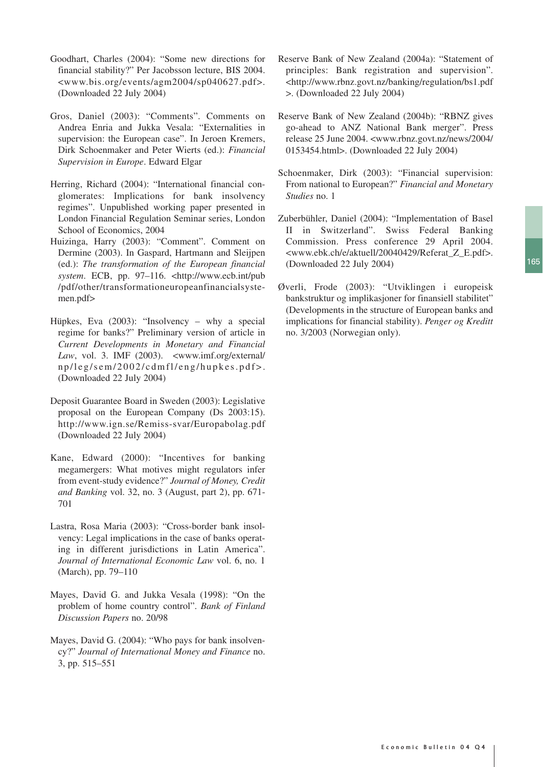Goodhart, Charles (2004): "Some new directions for financial stability?" Per Jacobsson lecture, BIS 2004. <www.bis.org/events/agm2004/sp040627.pdf>. (Downloaded 22 July 2004)

Gros, Daniel (2003): "Comments". Comments on Andrea Enria and Jukka Vesala: "Externalities in supervision: the European case". In Jeroen Kremers, Dirk Schoenmaker and Peter Wierts (ed.): *Financial Supervision in Europe*. Edward Elgar

Herring, Richard (2004): "International financial conglomerates: Implications for bank insolvency regimes". Unpublished working paper presented in London Financial Regulation Seminar series, London School of Economics, 2004

Huizinga, Harry (2003): "Comment". Comment on Dermine (2003). In Gaspard, Hartmann and Sleijpen (ed.): *The transformation of the European financial system*. ECB, pp. 97–116. <http://www.ecb.int/pub/pdf/other/transformationeuropeanfinancialsystemen.pdf>

Hüpkes, Eva (2003): "Insolvency – why a special regime for banks?" Preliminary version of article in *Current Developments in Monetary and Financial Law*, vol. 3. IMF (2003). <www.imf.org/external/np/leg/sem/2002/cdmfl/eng/hupkes.pdf>. (Downloaded 22 July 2004)

Deposit Guarantee Board in Sweden (2003): Legislative proposal on the European Company (Ds 2003:15). http://www.ign.se/Remiss-svar/Europabolag.pdf (Downloaded 22 July 2004)

Kane, Edward (2000): "Incentives for banking megamergers: What motives might regulators infer from event-study evidence?" *Journal of Money, Credit and Banking* vol. 32, no. 3 (August, part 2), pp. 671-701

Lastra, Rosa Maria (2003): "Cross-border bank insolvency: Legal implications in the case of banks operating in different jurisdictions in Latin America". *Journal of International Economic Law* vol. 6, no. 1 (March), pp. 79–110

Mayes, David G. and Jukka Vesala (1998): "On the problem of home country control". *Bank of Finland Discussion Papers* no. 20/98

Mayes, David G. (2004): "Who pays for bank insolvency?" *Journal of International Money and Finance* no. 3, pp. 515–551

Reserve Bank of New Zealand (2004a): "Statement of principles: Bank registration and supervision". <http://www.rbnz.govt.nz/banking/regulation/bs1.pdf>. (Downloaded 22 July 2004)

Reserve Bank of New Zealand (2004b): "RBNZ gives go-ahead to ANZ National Bank merger". Press release 25 June 2004. <www.rbnz.govt.nz/news/2004/0153454.html>. (Downloaded 22 July 2004)

Schoenmaker, Dirk (2003): "Financial supervision: From national to European?" *Financial and Monetary Studies* no. 1

Zuberbühler, Daniel (2004): "Implementation of Basel II in Switzerland". Swiss Federal Banking Commission. Press conference 29 April 2004. <www.ebk.ch/e/aktuell/20040429/Referat_Z_E.pdf>. (Downloaded 22 July 2004)

Øverli, Frode (2003): "Utviklingen i europeisk bankstruktur og implikasjoner for finansiell stabilitet" (Developments in the structure of European banks and implications for financial stability). *Penger og Kreditt* no. 3/2003 (Norwegian only).